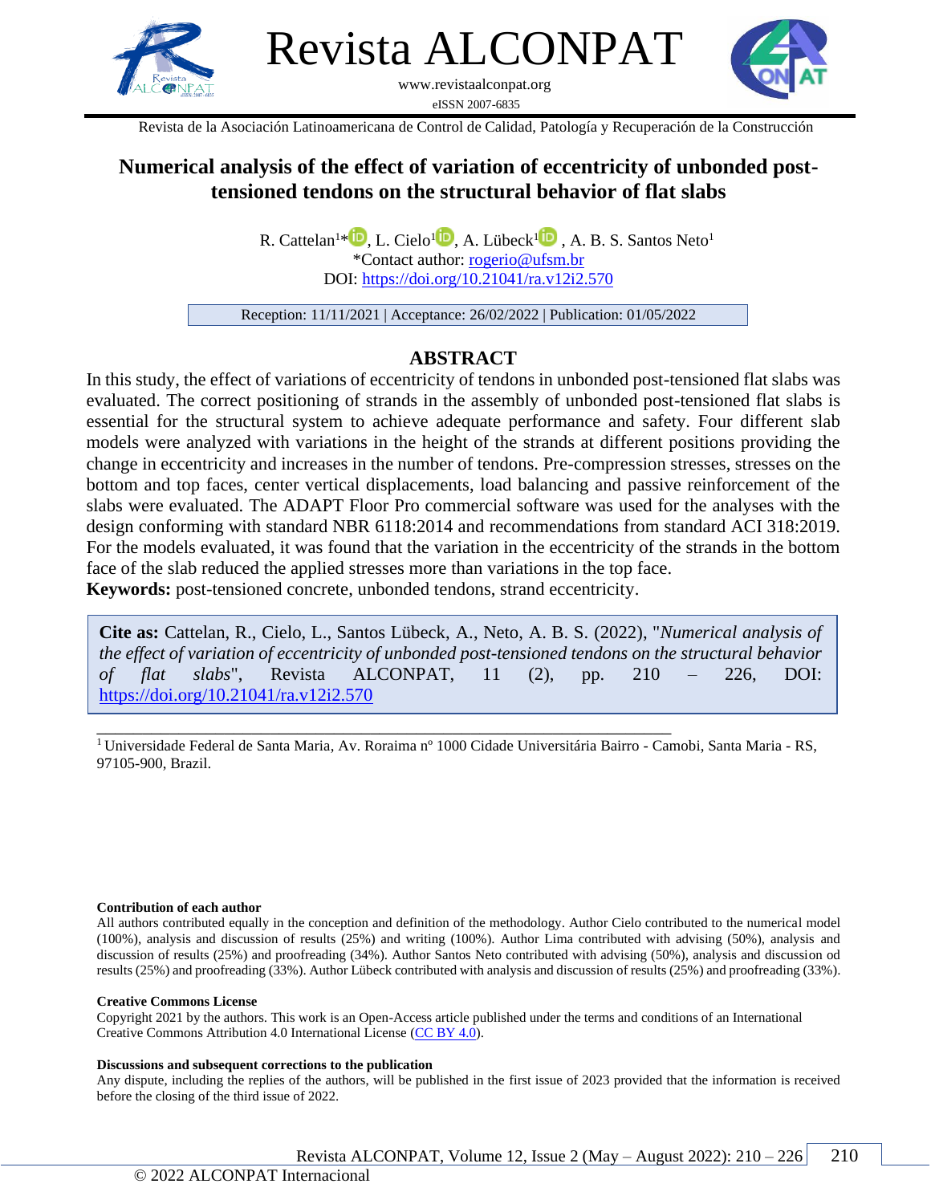Revista ALCONPAT

www.revistaalconpat.org

eISSN 2007-6835

Revista de la Asociación Latinoamericana de Control de Calidad, Patología y Recuperación de la Construcción

# Numerical analysis of the effect of variation of eccentricity of unbonded post-tensioned tendons on the structural behavior of flat slabs

R. Cattelan[1]*, L. Cielo[1], A. Lübeck[1], A. B. S. Santos Neto[1]

*Contact author: rogerio@ufsm.br

DOI: https://doi.org/10.21041/ra.v12i2.570

Reception: 11/11/2021 | Acceptance: 26/02/2022 | Publication: 01/05/2022

## ABSTRACT

In this study, the effect of variations of eccentricity of tendons in unbonded post-tensioned flat slabs was evaluated. The correct positioning of strands in the assembly of unbonded post-tensioned flat slabs is essential for the structural system to achieve adequate performance and safety. Four different slab models were analyzed with variations in the height of the strands at different positions providing the change in eccentricity and increases in the number of tendons. Pre-compression stresses, stresses on the bottom and top faces, center vertical displacements, load balancing and passive reinforcement of the slabs were evaluated. The ADAPT Floor Pro commercial software was used for the analyses with the design conforming with standard NBR 6118:2014 and recommendations from standard ACI 318:2019. For the models evaluated, it was found that the variation in the eccentricity of the strands in the bottom face of the slab reduced the applied stresses more than variations in the top face.

**Keywords:** post-tensioned concrete, unbonded tendons, strand eccentricity.

**Cite as:** Cattelan, R., Cielo, L., Santos Lübeck, A., Neto, A. B. S. (2022), "*Numerical analysis of the effect of variation of eccentricity of unbonded post-tensioned tendons on the structural behavior of flat slabs*", Revista ALCONPAT, 11 (2), pp. 210 – 226, DOI: https://doi.org/10.21041/ra.v12i2.570

[1] Universidade Federal de Santa Maria, Av. Roraima nº 1000 Cidade Universitária Bairro - Camobi, Santa Maria - RS, 97105-900, Brazil.

**Contribution of each author**

All authors contributed equally in the conception and definition of the methodology. Author Cielo contributed to the numerical model (100%), analysis and discussion of results (25%) and writing (100%). Author Lima contributed with advising (50%), analysis and discussion of results (25%) and proofreading (34%). Author Santos Neto contributed with advising (50%), analysis and discussion od results (25%) and proofreading (33%). Author Lübeck contributed with analysis and discussion of results (25%) and proofreading (33%).

**Creative Commons License**

Copyright 2021 by the authors. This work is an Open-Access article published under the terms and conditions of an International Creative Commons Attribution 4.0 International License (CC BY 4.0).

**Discussions and subsequent corrections to the publication**

Any dispute, including the replies of the authors, will be published in the first issue of 2023 provided that the information is received before the closing of the third issue of 2022.

© 2022 ALCONPAT Internacional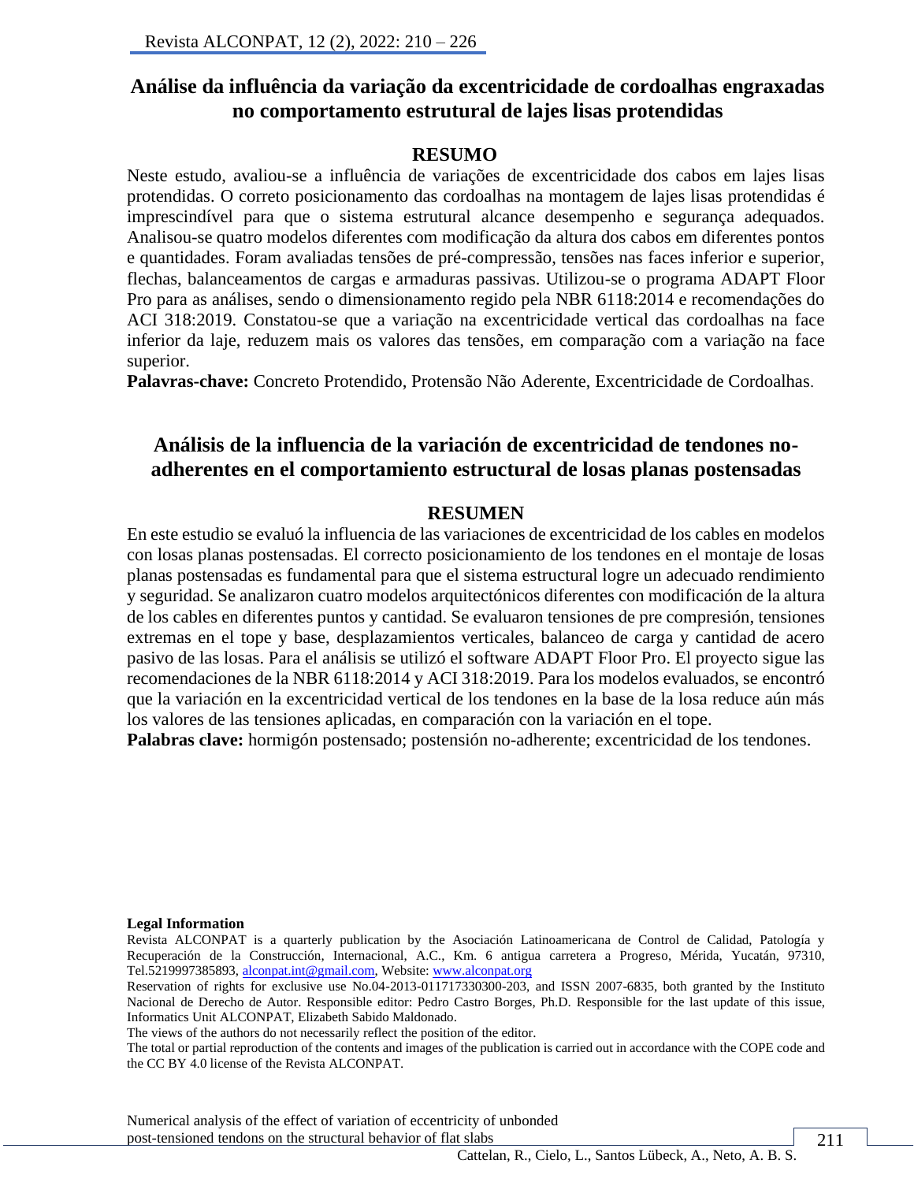## Análise da influência da variação da excentricidade de cordoalhas engraxadas no comportamento estrutural de lajes lisas protendidas

### RESUMO

Neste estudo, avaliou-se a influência de variações de excentricidade dos cabos em lajes lisas protendidas. O correto posicionamento das cordoalhas na montagem de lajes lisas protendidas é imprescindível para que o sistema estrutural alcance desempenho e segurança adequados. Analisou-se quatro modelos diferentes com modificação da altura dos cabos em diferentes pontos e quantidades. Foram avaliadas tensões de pré-compressão, tensões nas faces inferior e superior, flechas, balanceamentos de cargas e armaduras passivas. Utilizou-se o programa ADAPT Floor Pro para as análises, sendo o dimensionamento regido pela NBR 6118:2014 e recomendações do ACI 318:2019. Constatou-se que a variação na excentricidade vertical das cordoalhas na face inferior da laje, reduzem mais os valores das tensões, em comparação com a variação na face superior.

**Palavras-chave:** Concreto Protendido, Protensão Não Aderente, Excentricidade de Cordoalhas.

## Análisis de la influencia de la variación de excentricidad de tendones no-adherentes en el comportamiento estructural de losas planas postensadas

### RESUMEN

En este estudio se evaluó la influencia de las variaciones de excentricidad de los cables en modelos con losas planas postensadas. El correcto posicionamiento de los tendones en el montaje de losas planas postensadas es fundamental para que el sistema estructural logre un adecuado rendimiento y seguridad. Se analizaron cuatro modelos arquitectónicos diferentes con modificación de la altura de los cables en diferentes puntos y cantidad. Se evaluaron tensiones de pre compresión, tensiones extremas en el tope y base, desplazamientos verticales, balanceo de carga y cantidad de acero pasivo de las losas. Para el análisis se utilizó el software ADAPT Floor Pro. El proyecto sigue las recomendaciones de la NBR 6118:2014 y ACI 318:2019. Para los modelos evaluados, se encontró que la variación en la excentricidad vertical de los tendones en la base de la losa reduce aún más los valores de las tensiones aplicadas, en comparación con la variación en el tope.

**Palabras clave:** hormigón postensado; postensión no-adherente; excentricidad de los tendones.

**Legal Information**

Revista ALCONPAT is a quarterly publication by the Asociación Latinoamericana de Control de Calidad, Patología y Recuperación de la Construcción, Internacional, A.C., Km. 6 antigua carretera a Progreso, Mérida, Yucatán, 97310, Tel.5219997385893, alconpat.int@gmail.com, Website: www.alconpat.org

Reservation of rights for exclusive use No.04-2013-011717330300-203, and ISSN 2007-6835, both granted by the Instituto Nacional de Derecho de Autor. Responsible editor: Pedro Castro Borges, Ph.D. Responsible for the last update of this issue, Informatics Unit ALCONPAT, Elizabeth Sabido Maldonado.

The views of the authors do not necessarily reflect the position of the editor.

The total or partial reproduction of the contents and images of the publication is carried out in accordance with the COPE code and the CC BY 4.0 license of the Revista ALCONPAT.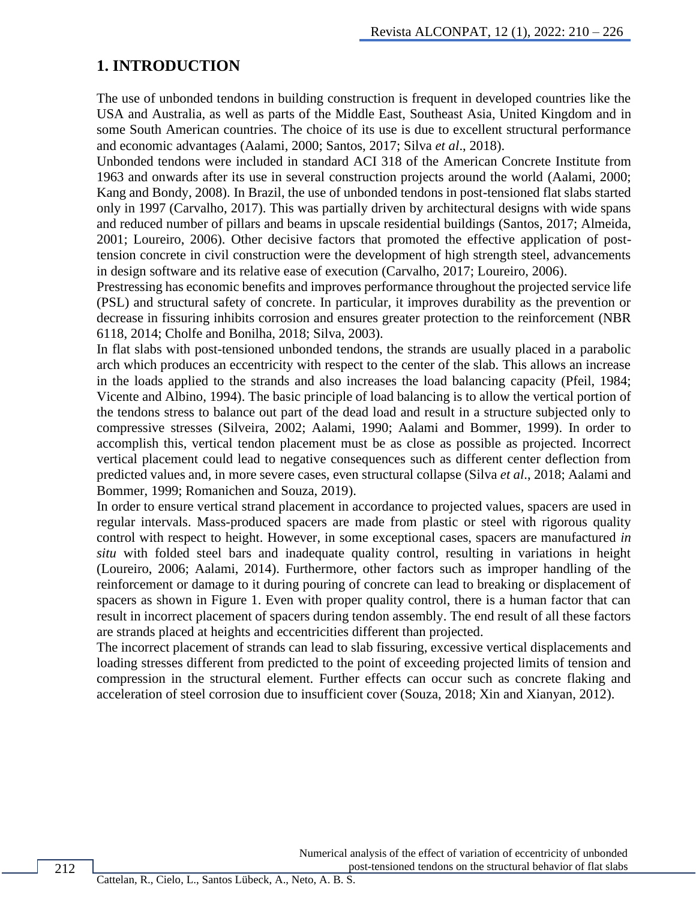## 1. INTRODUCTION

The use of unbonded tendons in building construction is frequent in developed countries like the USA and Australia, as well as parts of the Middle East, Southeast Asia, United Kingdom and in some South American countries. The choice of its use is due to excellent structural performance and economic advantages (Aalami, 2000; Santos, 2017; Silva *et al*., 2018).

Unbonded tendons were included in standard ACI 318 of the American Concrete Institute from 1963 and onwards after its use in several construction projects around the world (Aalami, 2000; Kang and Bondy, 2008). In Brazil, the use of unbonded tendons in post-tensioned flat slabs started only in 1997 (Carvalho, 2017). This was partially driven by architectural designs with wide spans and reduced number of pillars and beams in upscale residential buildings (Santos, 2017; Almeida, 2001; Loureiro, 2006). Other decisive factors that promoted the effective application of post-tension concrete in civil construction were the development of high strength steel, advancements in design software and its relative ease of execution (Carvalho, 2017; Loureiro, 2006).

Prestressing has economic benefits and improves performance throughout the projected service life (PSL) and structural safety of concrete. In particular, it improves durability as the prevention or decrease in fissuring inhibits corrosion and ensures greater protection to the reinforcement (NBR 6118, 2014; Cholfe and Bonilha, 2018; Silva, 2003).

In flat slabs with post-tensioned unbonded tendons, the strands are usually placed in a parabolic arch which produces an eccentricity with respect to the center of the slab. This allows an increase in the loads applied to the strands and also increases the load balancing capacity (Pfeil, 1984; Vicente and Albino, 1994). The basic principle of load balancing is to allow the vertical portion of the tendons stress to balance out part of the dead load and result in a structure subjected only to compressive stresses (Silveira, 2002; Aalami, 1990; Aalami and Bommer, 1999). In order to accomplish this, vertical tendon placement must be as close as possible as projected. Incorrect vertical placement could lead to negative consequences such as different center deflection from predicted values and, in more severe cases, even structural collapse (Silva *et al*., 2018; Aalami and Bommer, 1999; Romanichen and Souza, 2019).

In order to ensure vertical strand placement in accordance to projected values, spacers are used in regular intervals. Mass-produced spacers are made from plastic or steel with rigorous quality control with respect to height. However, in some exceptional cases, spacers are manufactured *in situ* with folded steel bars and inadequate quality control, resulting in variations in height (Loureiro, 2006; Aalami, 2014). Furthermore, other factors such as improper handling of the reinforcement or damage to it during pouring of concrete can lead to breaking or displacement of spacers as shown in Figure 1. Even with proper quality control, there is a human factor that can result in incorrect placement of spacers during tendon assembly. The end result of all these factors are strands placed at heights and eccentricities different than projected.

The incorrect placement of strands can lead to slab fissuring, excessive vertical displacements and loading stresses different from predicted to the point of exceeding projected limits of tension and compression in the structural element. Further effects can occur such as concrete flaking and acceleration of steel corrosion due to insufficient cover (Souza, 2018; Xin and Xianyan, 2012).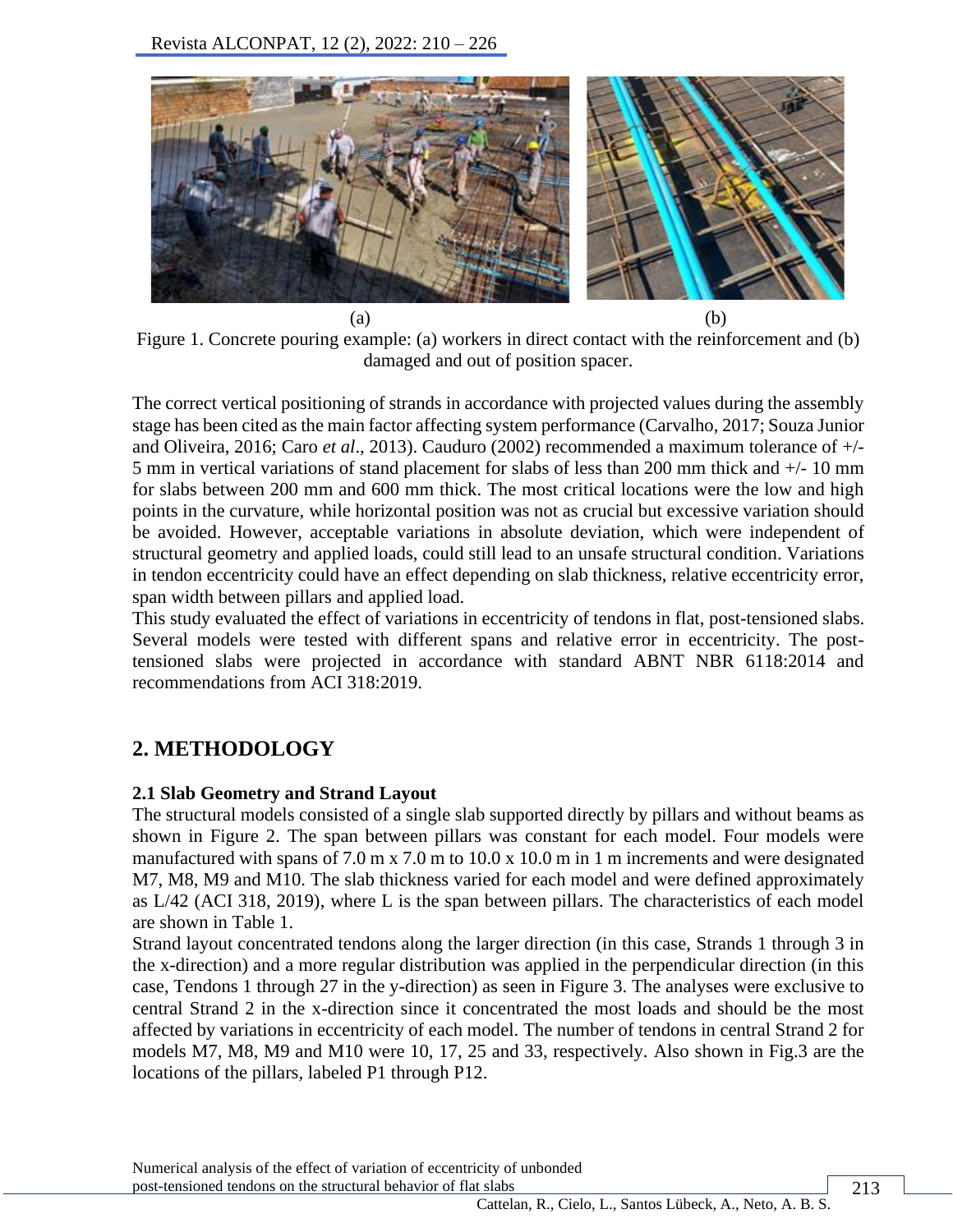(a) (b)

Figure 1. Concrete pouring example: (a) workers in direct contact with the reinforcement and (b) damaged and out of position spacer.

The correct vertical positioning of strands in accordance with projected values during the assembly stage has been cited as the main factor affecting system performance (Carvalho, 2017; Souza Junior and Oliveira, 2016; Caro *et al*., 2013). Cauduro (2002) recommended a maximum tolerance of +/- 5 mm in vertical variations of stand placement for slabs of less than 200 mm thick and +/- 10 mm for slabs between 200 mm and 600 mm thick. The most critical locations were the low and high points in the curvature, while horizontal position was not as crucial but excessive variation should be avoided. However, acceptable variations in absolute deviation, which were independent of structural geometry and applied loads, could still lead to an unsafe structural condition. Variations in tendon eccentricity could have an effect depending on slab thickness, relative eccentricity error, span width between pillars and applied load.

This study evaluated the effect of variations in eccentricity of tendons in flat, post-tensioned slabs. Several models were tested with different spans and relative error in eccentricity. The post-tensioned slabs were projected in accordance with standard ABNT NBR 6118:2014 and recommendations from ACI 318:2019.

## 2. METHODOLOGY

### 2.1 Slab Geometry and Strand Layout

The structural models consisted of a single slab supported directly by pillars and without beams as shown in Figure 2. The span between pillars was constant for each model. Four models were manufactured with spans of 7.0 m x 7.0 m to 10.0 x 10.0 m in 1 m increments and were designated M7, M8, M9 and M10. The slab thickness varied for each model and were defined approximately as L/42 (ACI 318, 2019), where L is the span between pillars. The characteristics of each model are shown in Table 1.

Strand layout concentrated tendons along the larger direction (in this case, Strands 1 through 3 in the x-direction) and a more regular distribution was applied in the perpendicular direction (in this case, Tendons 1 through 27 in the y-direction) as seen in Figure 3. The analyses were exclusive to central Strand 2 in the x-direction since it concentrated the most loads and should be the most affected by variations in eccentricity of each model. The number of tendons in central Strand 2 for models M7, M8, M9 and M10 were 10, 17, 25 and 33, respectively. Also shown in Fig.3 are the locations of the pillars, labeled P1 through P12.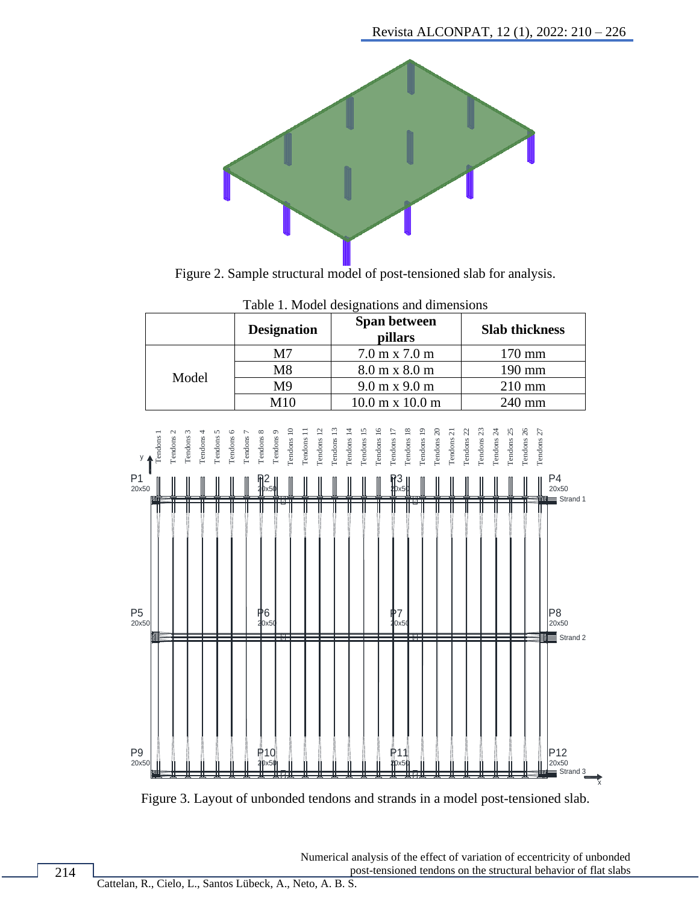Figure 2. Sample structural model of post-tensioned slab for analysis.

Table 1. Model designations and dimensions

| | Designation | Span between pillars | Slab thickness |
|---|---|---|---|
| Model | M7 | 7.0 m x 7.0 m | 170 mm |
| | M8 | 8.0 m x 8.0 m | 190 mm |
| | M9 | 9.0 m x 9.0 m | 210 mm |
| | M10 | 10.0 m x 10.0 m | 240 mm |

Figure 3. Layout of unbonded tendons and strands in a model post-tensioned slab.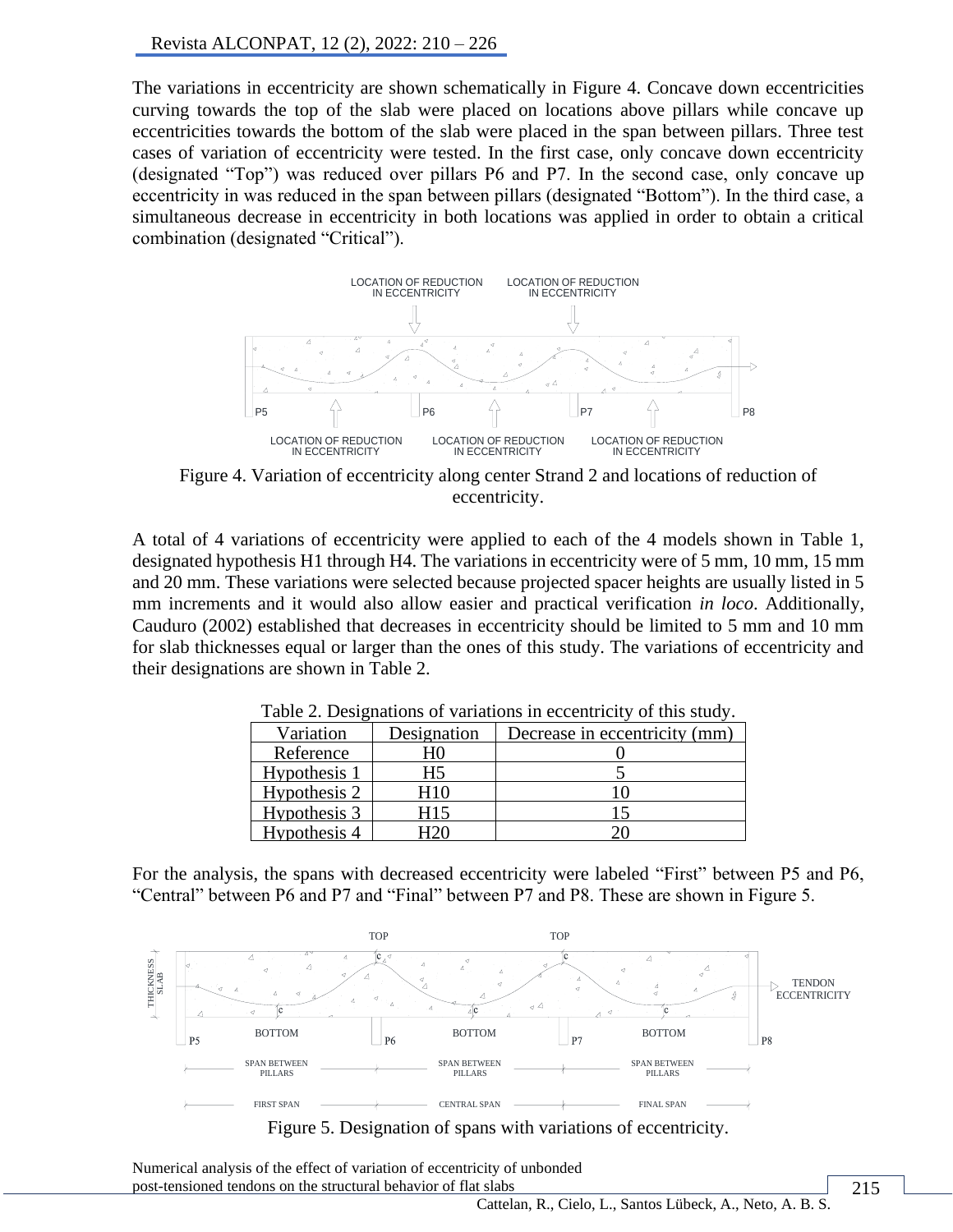The variations in eccentricity are shown schematically in Figure 4. Concave down eccentricities curving towards the top of the slab were placed on locations above pillars while concave up eccentricities towards the bottom of the slab were placed in the span between pillars. Three test cases of variation of eccentricity were tested. In the first case, only concave down eccentricity (designated "Top") was reduced over pillars P6 and P7. In the second case, only concave up eccentricity in was reduced in the span between pillars (designated "Bottom"). In the third case, a simultaneous decrease in eccentricity in both locations was applied in order to obtain a critical combination (designated "Critical").

Figure 4. Variation of eccentricity along center Strand 2 and locations of reduction of eccentricity.

A total of 4 variations of eccentricity were applied to each of the 4 models shown in Table 1, designated hypothesis H1 through H4. The variations in eccentricity were of 5 mm, 10 mm, 15 mm and 20 mm. These variations were selected because projected spacer heights are usually listed in 5 mm increments and it would also allow easier and practical verification *in loco*. Additionally, Cauduro (2002) established that decreases in eccentricity should be limited to 5 mm and 10 mm for slab thicknesses equal or larger than the ones of this study. The variations of eccentricity and their designations are shown in Table 2.

Table 2. Designations of variations in eccentricity of this study.

| Variation | Designation | Decrease in eccentricity (mm) |
|---|---|---|
| Reference | H0 | 0 |
| Hypothesis 1 | H5 | 5 |
| Hypothesis 2 | H10 | 10 |
| Hypothesis 3 | H15 | 15 |
| Hypothesis 4 | H20 | 20 |

For the analysis, the spans with decreased eccentricity were labeled "First" between P5 and P6, "Central" between P6 and P7 and "Final" between P7 and P8. These are shown in Figure 5.

Figure 5. Designation of spans with variations of eccentricity.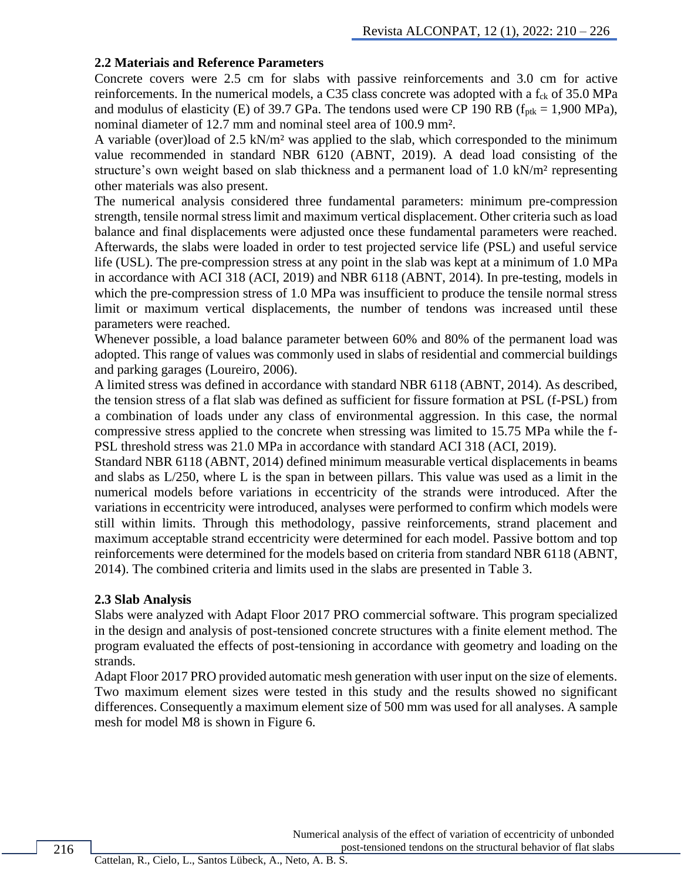### 2.2 Materiais and Reference Parameters

Concrete covers were 2.5 cm for slabs with passive reinforcements and 3.0 cm for active reinforcements. In the numerical models, a C35 class concrete was adopted with a $f_{ck}$ of 35.0 MPa and modulus of elasticity (E) of 39.7 GPa. The tendons used were CP 190 RB ($f_{ptk}$ = 1,900 MPa), nominal diameter of 12.7 mm and nominal steel area of 100.9 mm².

A variable (over)load of 2.5 kN/m² was applied to the slab, which corresponded to the minimum value recommended in standard NBR 6120 (ABNT, 2019). A dead load consisting of the structure's own weight based on slab thickness and a permanent load of 1.0 kN/m² representing other materials was also present.

The numerical analysis considered three fundamental parameters: minimum pre-compression strength, tensile normal stress limit and maximum vertical displacement. Other criteria such as load balance and final displacements were adjusted once these fundamental parameters were reached. Afterwards, the slabs were loaded in order to test projected service life (PSL) and useful service life (USL). The pre-compression stress at any point in the slab was kept at a minimum of 1.0 MPa in accordance with ACI 318 (ACI, 2019) and NBR 6118 (ABNT, 2014). In pre-testing, models in which the pre-compression stress of 1.0 MPa was insufficient to produce the tensile normal stress limit or maximum vertical displacements, the number of tendons was increased until these parameters were reached.

Whenever possible, a load balance parameter between 60% and 80% of the permanent load was adopted. This range of values was commonly used in slabs of residential and commercial buildings and parking garages (Loureiro, 2006).

A limited stress was defined in accordance with standard NBR 6118 (ABNT, 2014). As described, the tension stress of a flat slab was defined as sufficient for fissure formation at PSL (f-PSL) from a combination of loads under any class of environmental aggression. In this case, the normal compressive stress applied to the concrete when stressing was limited to 15.75 MPa while the f-PSL threshold stress was 21.0 MPa in accordance with standard ACI 318 (ACI, 2019).

Standard NBR 6118 (ABNT, 2014) defined minimum measurable vertical displacements in beams and slabs as L/250, where L is the span in between pillars. This value was used as a limit in the numerical models before variations in eccentricity of the strands were introduced. After the variations in eccentricity were introduced, analyses were performed to confirm which models were still within limits. Through this methodology, passive reinforcements, strand placement and maximum acceptable strand eccentricity were determined for each model. Passive bottom and top reinforcements were determined for the models based on criteria from standard NBR 6118 (ABNT, 2014). The combined criteria and limits used in the slabs are presented in Table 3.

### 2.3 Slab Analysis

Slabs were analyzed with Adapt Floor 2017 PRO commercial software. This program specialized in the design and analysis of post-tensioned concrete structures with a finite element method. The program evaluated the effects of post-tensioning in accordance with geometry and loading on the strands.

Adapt Floor 2017 PRO provided automatic mesh generation with user input on the size of elements. Two maximum element sizes were tested in this study and the results showed no significant differences. Consequently a maximum element size of 500 mm was used for all analyses. A sample mesh for model M8 is shown in Figure 6.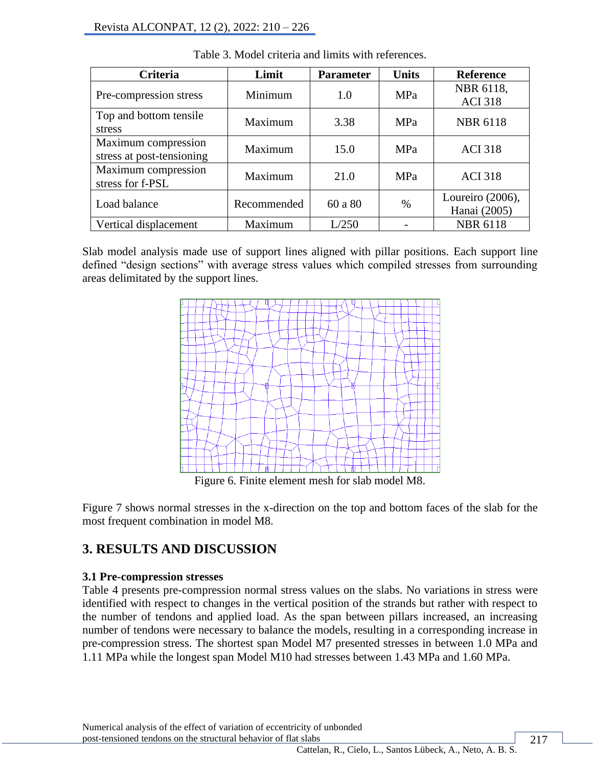Table 3. Model criteria and limits with references.

| Criteria | Limit | Parameter | Units | Reference |
|---|---|---|---|---|
| Pre-compression stress | Minimum | 1.0 | MPa | NBR 6118, ACI 318 |
| Top and bottom tensile stress | Maximum | 3.38 | MPa | NBR 6118 |
| Maximum compression stress at post-tensioning | Maximum | 15.0 | MPa | ACI 318 |
| Maximum compression stress for f-PSL | Maximum | 21.0 | MPa | ACI 318 |
| Load balance | Recommended | 60 a 80 | % | Loureiro (2006), Hanai (2005) |
| Vertical displacement | Maximum | L/250 | - | NBR 6118 |

Slab model analysis made use of support lines aligned with pillar positions. Each support line defined "design sections" with average stress values which compiled stresses from surrounding areas delimitated by the support lines.

Figure 6. Finite element mesh for slab model M8.

Figure 7 shows normal stresses in the x-direction on the top and bottom faces of the slab for the most frequent combination in model M8.

## 3. RESULTS AND DISCUSSION

### 3.1 Pre-compression stresses

Table 4 presents pre-compression normal stress values on the slabs. No variations in stress were identified with respect to changes in the vertical position of the strands but rather with respect to the number of tendons and applied load. As the span between pillars increased, an increasing number of tendons were necessary to balance the models, resulting in a corresponding increase in pre-compression stress. The shortest span Model M7 presented stresses in between 1.0 MPa and 1.11 MPa while the longest span Model M10 had stresses between 1.43 MPa and 1.60 MPa.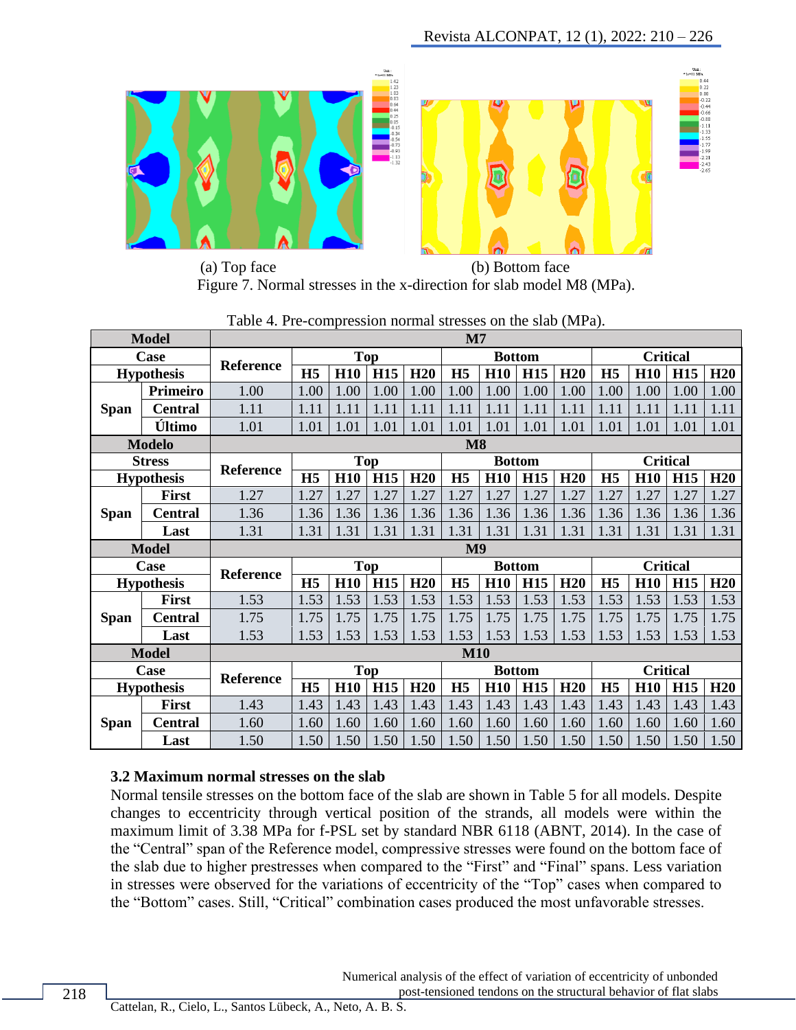(a) Top face (b) Bottom face

Figure 7. Normal stresses in the x-direction for slab model M8 (MPa).

Table 4. Pre-compression normal stresses on the slab (MPa).

| Model | | M7 | | | | | | | | | | | | |
|---|---|---|---|---|---|---|---|---|---|---|---|---|---|---|
| Case | | Reference | Top | | | | Bottom | | | | Critical | | | |
| Hypothesis | | | H5 | H10 | H15 | H20 | H5 | H10 | H15 | H20 | H5 | H10 | H15 | H20 |
| Span | Primeiro | 1.00 | 1.00 | 1.00 | 1.00 | 1.00 | 1.00 | 1.00 | 1.00 | 1.00 | 1.00 | 1.00 | 1.00 | 1.00 |
| | Central | 1.11 | 1.11 | 1.11 | 1.11 | 1.11 | 1.11 | 1.11 | 1.11 | 1.11 | 1.11 | 1.11 | 1.11 | 1.11 |
| | Último | 1.01 | 1.01 | 1.01 | 1.01 | 1.01 | 1.01 | 1.01 | 1.01 | 1.01 | 1.01 | 1.01 | 1.01 | 1.01 |
| Modelo | | M8 | | | | | | | | | | | | |
| Stress | | Reference | Top | | | | Bottom | | | | Critical | | | |
| Hypothesis | | | H5 | H10 | H15 | H20 | H5 | H10 | H15 | H20 | H5 | H10 | H15 | H20 |
| Span | First | 1.27 | 1.27 | 1.27 | 1.27 | 1.27 | 1.27 | 1.27 | 1.27 | 1.27 | 1.27 | 1.27 | 1.27 | 1.27 |
| | Central | 1.36 | 1.36 | 1.36 | 1.36 | 1.36 | 1.36 | 1.36 | 1.36 | 1.36 | 1.36 | 1.36 | 1.36 | 1.36 |
| | Last | 1.31 | 1.31 | 1.31 | 1.31 | 1.31 | 1.31 | 1.31 | 1.31 | 1.31 | 1.31 | 1.31 | 1.31 | 1.31 |
| Model | | M9 | | | | | | | | | | | | |
| Case | | Reference | Top | | | | Bottom | | | | Critical | | | |
| Hypothesis | | | H5 | H10 | H15 | H20 | H5 | H10 | H15 | H20 | H5 | H10 | H15 | H20 |
| Span | First | 1.53 | 1.53 | 1.53 | 1.53 | 1.53 | 1.53 | 1.53 | 1.53 | 1.53 | 1.53 | 1.53 | 1.53 | 1.53 |
| | Central | 1.75 | 1.75 | 1.75 | 1.75 | 1.75 | 1.75 | 1.75 | 1.75 | 1.75 | 1.75 | 1.75 | 1.75 | 1.75 |
| | Last | 1.53 | 1.53 | 1.53 | 1.53 | 1.53 | 1.53 | 1.53 | 1.53 | 1.53 | 1.53 | 1.53 | 1.53 | 1.53 |
| Model | | M10 | | | | | | | | | | | | |
| Case | | Reference | Top | | | | Bottom | | | | Critical | | | |
| Hypothesis | | | H5 | H10 | H15 | H20 | H5 | H10 | H15 | H20 | H5 | H10 | H15 | H20 |
| Span | First | 1.43 | 1.43 | 1.43 | 1.43 | 1.43 | 1.43 | 1.43 | 1.43 | 1.43 | 1.43 | 1.43 | 1.43 | 1.43 |
| | Central | 1.60 | 1.60 | 1.60 | 1.60 | 1.60 | 1.60 | 1.60 | 1.60 | 1.60 | 1.60 | 1.60 | 1.60 | 1.60 |
| | Last | 1.50 | 1.50 | 1.50 | 1.50 | 1.50 | 1.50 | 1.50 | 1.50 | 1.50 | 1.50 | 1.50 | 1.50 | 1.50 |

### 3.2 Maximum normal stresses on the slab

Normal tensile stresses on the bottom face of the slab are shown in Table 5 for all models. Despite changes to eccentricity through vertical position of the strands, all models were within the maximum limit of 3.38 MPa for f-PSL set by standard NBR 6118 (ABNT, 2014). In the case of the "Central" span of the Reference model, compressive stresses were found on the bottom face of the slab due to higher prestresses when compared to the "First" and "Final" spans. Less variation in stresses were observed for the variations of eccentricity of the "Top" cases when compared to the "Bottom" cases. Still, "Critical" combination cases produced the most unfavorable stresses.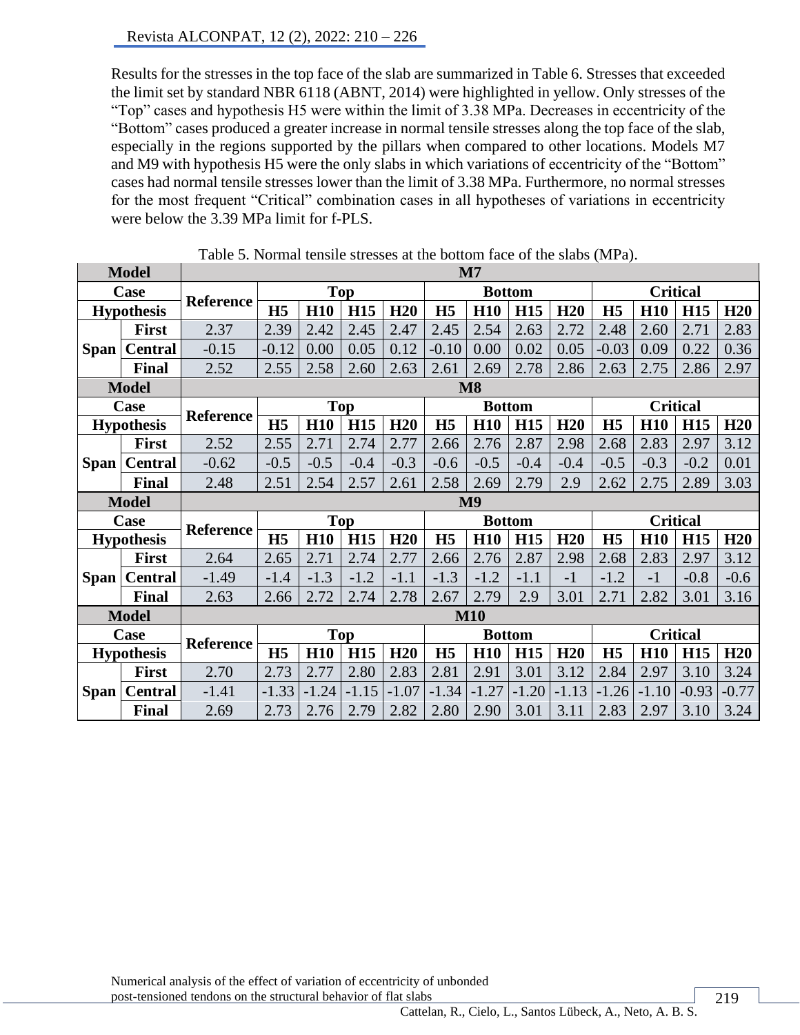Results for the stresses in the top face of the slab are summarized in Table 6. Stresses that exceeded the limit set by standard NBR 6118 (ABNT, 2014) were highlighted in yellow. Only stresses of the "Top" cases and hypothesis H5 were within the limit of 3.38 MPa. Decreases in eccentricity of the "Bottom" cases produced a greater increase in normal tensile stresses along the top face of the slab, especially in the regions supported by the pillars when compared to other locations. Models M7 and M9 with hypothesis H5 were the only slabs in which variations of eccentricity of the "Bottom" cases had normal tensile stresses lower than the limit of 3.38 MPa. Furthermore, no normal stresses for the most frequent "Critical" combination cases in all hypotheses of variations in eccentricity were below the 3.39 MPa limit for f-PLS.

Table 5. Normal tensile stresses at the bottom face of the slabs (MPa).

| Model | | M7 | | | | | | | | | | | | |
|---|---|---|---|---|---|---|---|---|---|---|---|---|---|---|
| Case | | Reference | Top | | | | Bottom | | | | Critical | | | |
| Hypothesis | | | H5 | H10 | H15 | H20 | H5 | H10 | H15 | H20 | H5 | H10 | H15 | H20 |
| Span | First | 2.37 | 2.39 | 2.42 | 2.45 | 2.47 | 2.45 | 2.54 | 2.63 | 2.72 | 2.48 | 2.60 | 2.71 | 2.83 |
| | Central | -0.15 | -0.12 | 0.00 | 0.05 | 0.12 | -0.10 | 0.00 | 0.02 | 0.05 | -0.03 | 0.09 | 0.22 | 0.36 |
| | Final | 2.52 | 2.55 | 2.58 | 2.60 | 2.63 | 2.61 | 2.69 | 2.78 | 2.86 | 2.63 | 2.75 | 2.86 | 2.97 |
| Model | | M8 | | | | | | | | | | | | |
| Case | | Reference | Top | | | | Bottom | | | | Critical | | | |
| Hypothesis | | | H5 | H10 | H15 | H20 | H5 | H10 | H15 | H20 | H5 | H10 | H15 | H20 |
| Span | First | 2.52 | 2.55 | 2.71 | 2.74 | 2.77 | 2.66 | 2.76 | 2.87 | 2.98 | 2.68 | 2.83 | 2.97 | 3.12 |
| | Central | -0.62 | -0.5 | -0.5 | -0.4 | -0.3 | -0.6 | -0.5 | -0.4 | -0.4 | -0.5 | -0.3 | -0.2 | 0.01 |
| | Final | 2.48 | 2.51 | 2.54 | 2.57 | 2.61 | 2.58 | 2.69 | 2.79 | 2.9 | 2.62 | 2.75 | 2.89 | 3.03 |
| Model | | M9 | | | | | | | | | | | | |
| Case | | Reference | Top | | | | Bottom | | | | Critical | | | |
| Hypothesis | | | H5 | H10 | H15 | H20 | H5 | H10 | H15 | H20 | H5 | H10 | H15 | H20 |
| Span | First | 2.64 | 2.65 | 2.71 | 2.74 | 2.77 | 2.66 | 2.76 | 2.87 | 2.98 | 2.68 | 2.83 | 2.97 | 3.12 |
| | Central | -1.49 | -1.4 | -1.3 | -1.2 | -1.1 | -1.3 | -1.2 | -1.1 | -1 | -1.2 | -1 | -0.8 | -0.6 |
| | Final | 2.63 | 2.66 | 2.72 | 2.74 | 2.78 | 2.67 | 2.79 | 2.9 | 3.01 | 2.71 | 2.82 | 3.01 | 3.16 |
| Model | | M10 | | | | | | | | | | | | |
| Case | | Reference | Top | | | | Bottom | | | | Critical | | | |
| Hypothesis | | | H5 | H10 | H15 | H20 | H5 | H10 | H15 | H20 | H5 | H10 | H15 | H20 |
| Span | First | 2.70 | 2.73 | 2.77 | 2.80 | 2.83 | 2.81 | 2.91 | 3.01 | 3.12 | 2.84 | 2.97 | 3.10 | 3.24 |
| | Central | -1.41 | -1.33 | -1.24 | -1.15 | -1.07 | -1.34 | -1.27 | -1.20 | -1.13 | -1.26 | -1.10 | -0.93 | -0.77 |
| | Final | 2.69 | 2.73 | 2.76 | 2.79 | 2.82 | 2.80 | 2.90 | 3.01 | 3.11 | 2.83 | 2.97 | 3.10 | 3.24 |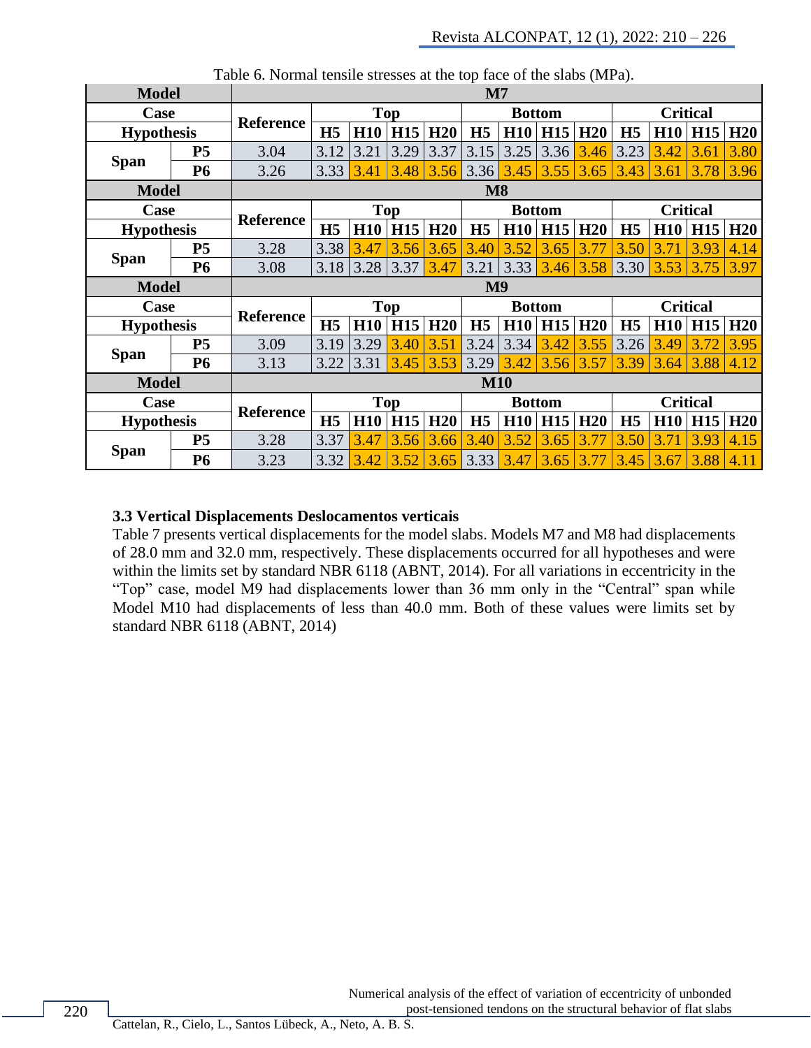Table 6. Normal tensile stresses at the top face of the slabs (MPa).

| Model | | M7 | | | | | | | | | | | | |
|---|---|---|---|---|---|---|---|---|---|---|---|---|---|---|
| Case | | Reference | Top | | | | Bottom | | | | Critical | | | |
| Hypothesis | | | H5 | H10 | H15 | H20 | H5 | H10 | H15 | H20 | H5 | H10 | H15 | H20 |
| Span | P5 | 3.04 | 3.12 | 3.21 | 3.29 | 3.37 | 3.15 | 3.25 | 3.36 | 3.46 | 3.23 | 3.42 | 3.61 | 3.80 |
| | P6 | 3.26 | 3.33 | 3.41 | 3.48 | 3.56 | 3.36 | 3.45 | 3.55 | 3.65 | 3.43 | 3.61 | 3.78 | 3.96 |
| **Model** | | **M8** | | | | | | | | | | | | |
| Case | | Reference | Top | | | | Bottom | | | | Critical | | | |
| Hypothesis | | | H5 | H10 | H15 | H20 | H5 | H10 | H15 | H20 | H5 | H10 | H15 | H20 |
| Span | P5 | 3.28 | 3.38 | 3.47 | 3.56 | 3.65 | 3.40 | 3.52 | 3.65 | 3.77 | 3.50 | 3.71 | 3.93 | 4.14 |
| | P6 | 3.08 | 3.18 | 3.28 | 3.37 | 3.47 | 3.21 | 3.33 | 3.46 | 3.58 | 3.30 | 3.53 | 3.75 | 3.97 |
| **Model** | | **M9** | | | | | | | | | | | | |
| Case | | Reference | Top | | | | Bottom | | | | Critical | | | |
| Hypothesis | | | H5 | H10 | H15 | H20 | H5 | H10 | H15 | H20 | H5 | H10 | H15 | H20 |
| Span | P5 | 3.09 | 3.19 | 3.29 | 3.40 | 3.51 | 3.24 | 3.34 | 3.42 | 3.55 | 3.26 | 3.49 | 3.72 | 3.95 |
| | P6 | 3.13 | 3.22 | 3.31 | 3.45 | 3.53 | 3.29 | 3.42 | 3.56 | 3.57 | 3.39 | 3.64 | 3.88 | 4.12 |
| **Model** | | **M10** | | | | | | | | | | | | |
| Case | | Reference | Top | | | | Bottom | | | | Critical | | | |
| Hypothesis | | | H5 | H10 | H15 | H20 | H5 | H10 | H15 | H20 | H5 | H10 | H15 | H20 |
| Span | P5 | 3.28 | 3.37 | 3.47 | 3.56 | 3.66 | 3.40 | 3.52 | 3.65 | 3.77 | 3.50 | 3.71 | 3.93 | 4.15 |
| | P6 | 3.23 | 3.32 | 3.42 | 3.52 | 3.65 | 3.33 | 3.47 | 3.65 | 3.77 | 3.45 | 3.67 | 3.88 | 4.11 |

### 3.3 Vertical Displacements Deslocamentos verticais

Table 7 presents vertical displacements for the model slabs. Models M7 and M8 had displacements of 28.0 mm and 32.0 mm, respectively. These displacements occurred for all hypotheses and were within the limits set by standard NBR 6118 (ABNT, 2014). For all variations in eccentricity in the "Top" case, model M9 had displacements lower than 36 mm only in the "Central" span while Model M10 had displacements of less than 40.0 mm. Both of these values were limits set by standard NBR 6118 (ABNT, 2014)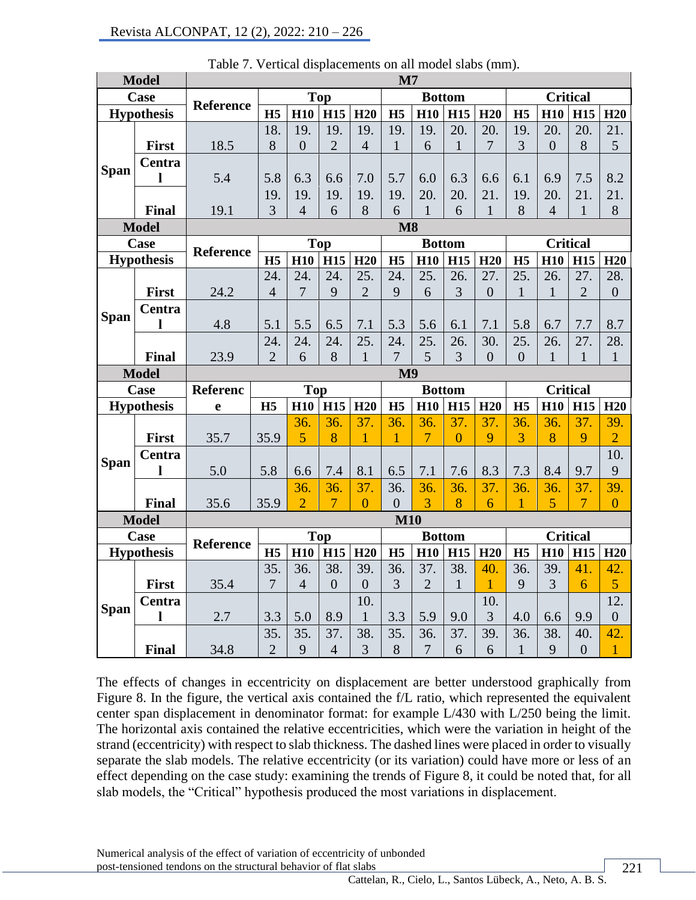Table 7. Vertical displacements on all model slabs (mm).

| Model | | M7 | | | | | | | | | | | | |
|---|---|---|---|---|---|---|---|---|---|---|---|---|---|---|
| Case | | Reference | Top | | | | Bottom | | | | Critical | | | |
| Hypothesis | | | H5 | H10 | H15 | H20 | H5 | H10 | H15 | H20 | H5 | H10 | H15 | H20 |
| Span | First | 18.5 | 18.8 | 19.0 | 19.2 | 19.4 | 19.1 | 19.6 | 20.1 | 20.7 | 19.3 | 20.0 | 20.8 | 21.5 |
| | Central | 5.4 | 5.8 | 6.3 | 6.6 | 7.0 | 5.7 | 6.0 | 6.3 | 6.6 | 6.1 | 6.9 | 7.5 | 8.2 |
| | Final | 19.1 | 19.3 | 19.4 | 19.6 | 19.8 | 19.6 | 20.1 | 20.6 | 21.1 | 19.8 | 20.4 | 21.1 | 21.8 |
| Model | | M8 | | | | | | | | | | | | |
| Case | | Reference | Top | | | | Bottom | | | | Critical | | | |
| Hypothesis | | | H5 | H10 | H15 | H20 | H5 | H10 | H15 | H20 | H5 | H10 | H15 | H20 |
| Span | First | 24.2 | 24.4 | 24.7 | 24.9 | 25.2 | 24.9 | 25.6 | 26.3 | 27.0 | 25.1 | 26.1 | 27.2 | 28.0 |
| | Central | 4.8 | 5.1 | 5.5 | 6.5 | 7.1 | 5.3 | 5.6 | 6.1 | 7.1 | 5.8 | 6.7 | 7.7 | 8.7 |
| | Final | 23.9 | 24.2 | 24.6 | 24.8 | 25.1 | 24.7 | 25.5 | 26.3 | 30.0 | 25.0 | 26.1 | 27.1 | 28.1 |
| Model | | M9 | | | | | | | | | | | | |
| Case | | Reference | Top | | | | Bottom | | | | Critical | | | |
| Hypothesis | | | H5 | H10 | H15 | H20 | H5 | H10 | H15 | H20 | H5 | H10 | H15 | H20 |
| Span | First | 35.7 | 35.9 | 36.5 | 36.8 | 37.1 | 36.1 | 36.7 | 37.0 | 37.9 | 36.3 | 36.8 | 37.9 | 39.2 |
| | Central | 5.0 | 5.8 | 6.6 | 7.4 | 8.1 | 6.5 | 7.1 | 7.6 | 8.3 | 7.3 | 8.4 | 9.7 | 10.9 |
| | Final | 35.6 | 35.9 | 36.2 | 36.7 | 37.0 | 36.0 | 36.3 | 36.8 | 37.6 | 36.1 | 36.5 | 37.7 | 39.0 |
| Model | | M10 | | | | | | | | | | | | |
| Case | | Reference | Top | | | | Bottom | | | | Critical | | | |
| Hypothesis | | | H5 | H10 | H15 | H20 | H5 | H10 | H15 | H20 | H5 | H10 | H15 | H20 |
| Span | First | 35.4 | 35.7 | 36.4 | 38.0 | 39.0 | 36.3 | 37.2 | 38.1 | 40.1 | 36.9 | 39.3 | 41.6 | 42.5 |
| | Central | 2.7 | 3.3 | 5.0 | 8.9 | 10.1 | 3.3 | 5.9 | 9.0 | 10.3 | 4.0 | 6.6 | 9.9 | 12.0 |
| | Final | 34.8 | 35.2 | 35.9 | 37.4 | 38.3 | 35.8 | 36.7 | 37.6 | 39.6 | 36.1 | 38.9 | 40.0 | 42.1 |

The effects of changes in eccentricity on displacement are better understood graphically from Figure 8. In the figure, the vertical axis contained the f/L ratio, which represented the equivalent center span displacement in denominator format: for example L/430 with L/250 being the limit. The horizontal axis contained the relative eccentricities, which were the variation in height of the strand (eccentricity) with respect to slab thickness. The dashed lines were placed in order to visually separate the slab models. The relative eccentricity (or its variation) could have more or less of an effect depending on the case study: examining the trends of Figure 8, it could be noted that, for all slab models, the "Critical" hypothesis produced the most variations in displacement.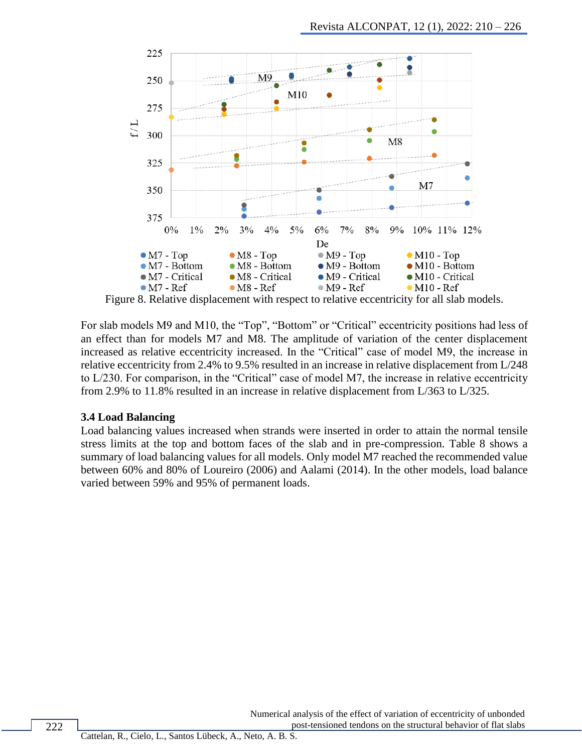Figure 8. Relative displacement with respect to relative eccentricity for all slab models.

For slab models M9 and M10, the “Top”, “Bottom” or “Critical” eccentricity positions had less of an effect than for models M7 and M8. The amplitude of variation of the center displacement increased as relative eccentricity increased. In the “Critical” case of model M9, the increase in relative eccentricity from 2.4% to 9.5% resulted in an increase in relative displacement from L/248 to L/230. For comparison, in the “Critical” case of model M7, the increase in relative eccentricity from 2.9% to 11.8% resulted in an increase in relative displacement from L/363 to L/325.

### 3.4 Load Balancing

Load balancing values increased when strands were inserted in order to attain the normal tensile stress limits at the top and bottom faces of the slab and in pre-compression. Table 8 shows a summary of load balancing values for all models. Only model M7 reached the recommended value between 60% and 80% of Loureiro (2006) and Aalami (2014). In the other models, load balance varied between 59% and 95% of permanent loads.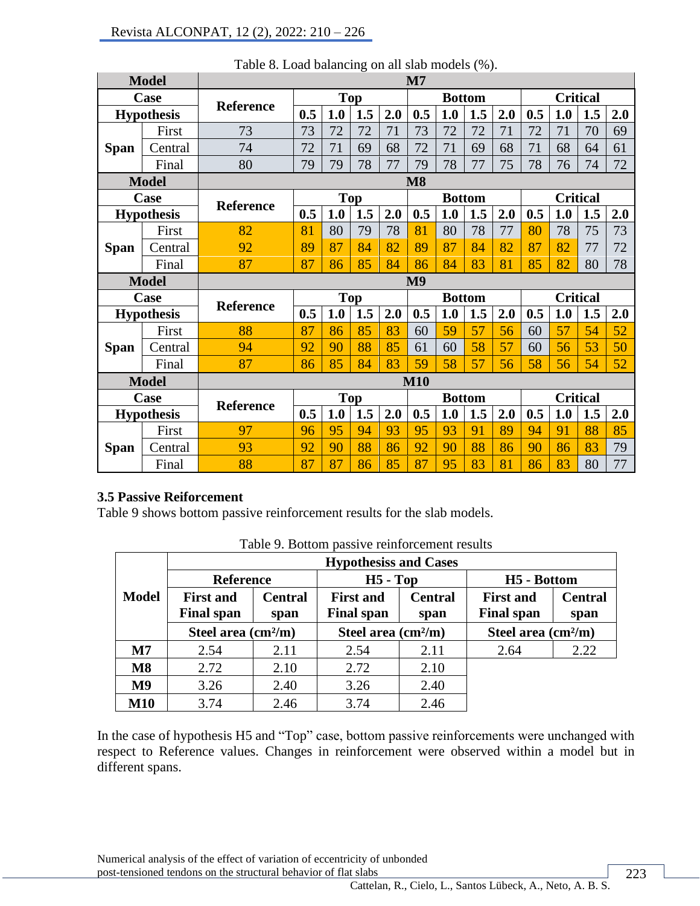Table 8. Load balancing on all slab models (%).

| Model | | M7 | | | | | | | | | | | | |
|---|---|---|---|---|---|---|---|---|---|---|---|---|---|---|
| Case | | Reference | Top | | | | Bottom | | | | Critical | | | |
| Hypothesis | | | 0.5 | 1.0 | 1.5 | 2.0 | 0.5 | 1.0 | 1.5 | 2.0 | 0.5 | 1.0 | 1.5 | 2.0 |
| Span | First | 73 | 73 | 72 | 72 | 71 | 73 | 72 | 72 | 71 | 72 | 71 | 70 | 69 |
| | Central | 74 | 72 | 71 | 69 | 68 | 72 | 71 | 69 | 68 | 71 | 68 | 64 | 61 |
| | Final | 80 | 79 | 79 | 78 | 77 | 79 | 78 | 77 | 75 | 78 | 76 | 74 | 72 |
| **Model** | | **M8** | | | | | | | | | | | | |
| Case | | Reference | Top | | | | Bottom | | | | Critical | | | |
| Hypothesis | | | 0.5 | 1.0 | 1.5 | 2.0 | 0.5 | 1.0 | 1.5 | 2.0 | 0.5 | 1.0 | 1.5 | 2.0 |
| Span | First | 82 | 81 | 80 | 79 | 78 | 81 | 80 | 78 | 77 | 80 | 78 | 75 | 73 |
| | Central | 92 | 89 | 87 | 84 | 82 | 89 | 87 | 84 | 82 | 87 | 82 | 77 | 72 |
| | Final | 87 | 87 | 86 | 85 | 84 | 86 | 84 | 83 | 81 | 85 | 82 | 80 | 78 |
| **Model** | | **M9** | | | | | | | | | | | | |
| Case | | Reference | Top | | | | Bottom | | | | Critical | | | |
| Hypothesis | | | 0.5 | 1.0 | 1.5 | 2.0 | 0.5 | 1.0 | 1.5 | 2.0 | 0.5 | 1.0 | 1.5 | 2.0 |
| Span | First | 88 | 87 | 86 | 85 | 83 | 60 | 59 | 57 | 56 | 60 | 57 | 54 | 52 |
| | Central | 94 | 92 | 90 | 88 | 85 | 61 | 60 | 58 | 57 | 60 | 56 | 53 | 50 |
| | Final | 87 | 86 | 85 | 84 | 83 | 59 | 58 | 57 | 56 | 58 | 56 | 54 | 52 |
| **Model** | | **M10** | | | | | | | | | | | | |
| Case | | Reference | Top | | | | Bottom | | | | Critical | | | |
| Hypothesis | | | 0.5 | 1.0 | 1.5 | 2.0 | 0.5 | 1.0 | 1.5 | 2.0 | 0.5 | 1.0 | 1.5 | 2.0 |
| Span | First | 97 | 96 | 95 | 94 | 93 | 95 | 93 | 91 | 89 | 94 | 91 | 88 | 85 |
| | Central | 93 | 92 | 90 | 88 | 86 | 92 | 90 | 88 | 86 | 90 | 86 | 83 | 79 |
| | Final | 88 | 87 | 87 | 86 | 85 | 87 | 95 | 83 | 81 | 86 | 83 | 80 | 77 |

### 3.5 Passive Reinforcement

Table 9 shows bottom passive reinforcement results for the slab models.

Table 9. Bottom passive reinforcement results

| Model | Hypothesiss and Cases | | | | | |
|---|---|---|---|---|---|---|
| | Reference | | H5 - Top | | H5 - Bottom | |
| | First and Final span | Central span | First and Final span | Central span | First and Final span | Central span |
| | Steel area (cm²/m) | | Steel area (cm²/m) | | Steel area (cm²/m) | |
| **M7** | 2.54 | 2.11 | 2.54 | 2.11 | 2.64 | 2.22 |
| **M8** | 2.72 | 2.10 | 2.72 | 2.10 | | |
| **M9** | 3.26 | 2.40 | 3.26 | 2.40 | | |
| **M10** | 3.74 | 2.46 | 3.74 | 2.46 | | |

In the case of hypothesis H5 and "Top" case, bottom passive reinforcements were unchanged with respect to Reference values. Changes in reinforcement were observed within a model but in different spans.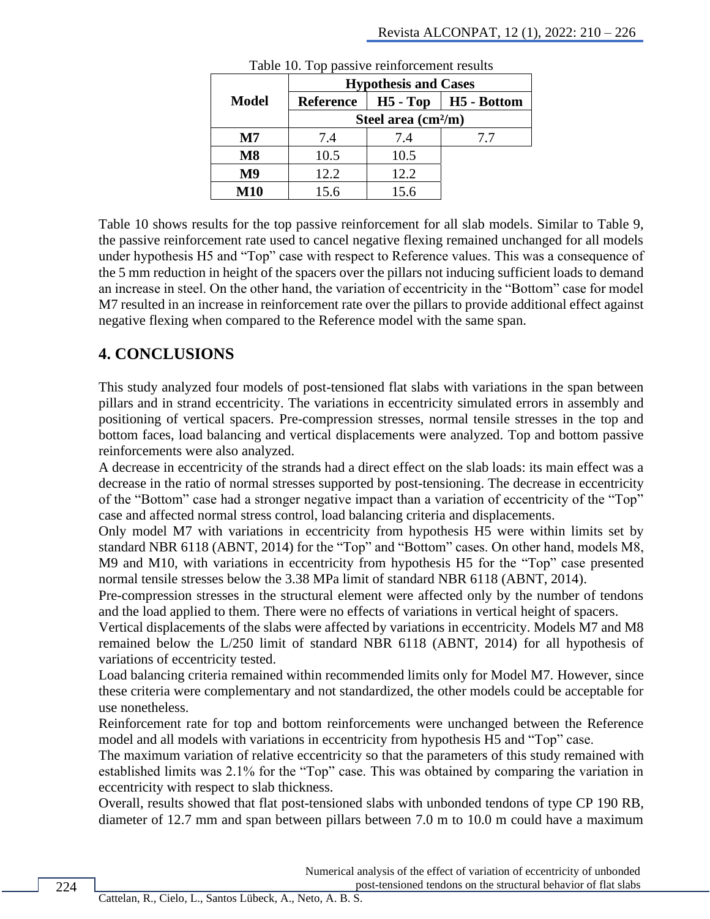Table 10. Top passive reinforcement results

| Model | Hypothesis and Cases | | |
|---|---|---|---|
| | Reference | H5 - Top | H5 - Bottom |
| | Steel area (cm²/m) | | |
| **M7** | 7.4 | 7.4 | 7.7 |
| **M8** | 10.5 | 10.5 | |
| **M9** | 12.2 | 12.2 | |
| **M10** | 15.6 | 15.6 | |

Table 10 shows results for the top passive reinforcement for all slab models. Similar to Table 9, the passive reinforcement rate used to cancel negative flexing remained unchanged for all models under hypothesis H5 and "Top" case with respect to Reference values. This was a consequence of the 5 mm reduction in height of the spacers over the pillars not inducing sufficient loads to demand an increase in steel. On the other hand, the variation of eccentricity in the "Bottom" case for model M7 resulted in an increase in reinforcement rate over the pillars to provide additional effect against negative flexing when compared to the Reference model with the same span.

## 4. CONCLUSIONS

This study analyzed four models of post-tensioned flat slabs with variations in the span between pillars and in strand eccentricity. The variations in eccentricity simulated errors in assembly and positioning of vertical spacers. Pre-compression stresses, normal tensile stresses in the top and bottom faces, load balancing and vertical displacements were analyzed. Top and bottom passive reinforcements were also analyzed.

A decrease in eccentricity of the strands had a direct effect on the slab loads: its main effect was a decrease in the ratio of normal stresses supported by post-tensioning. The decrease in eccentricity of the "Bottom" case had a stronger negative impact than a variation of eccentricity of the "Top" case and affected normal stress control, load balancing criteria and displacements.

Only model M7 with variations in eccentricity from hypothesis H5 were within limits set by standard NBR 6118 (ABNT, 2014) for the "Top" and "Bottom" cases. On other hand, models M8, M9 and M10, with variations in eccentricity from hypothesis H5 for the "Top" case presented normal tensile stresses below the 3.38 MPa limit of standard NBR 6118 (ABNT, 2014).

Pre-compression stresses in the structural element were affected only by the number of tendons and the load applied to them. There were no effects of variations in vertical height of spacers.

Vertical displacements of the slabs were affected by variations in eccentricity. Models M7 and M8 remained below the L/250 limit of standard NBR 6118 (ABNT, 2014) for all hypothesis of variations of eccentricity tested.

Load balancing criteria remained within recommended limits only for Model M7. However, since these criteria were complementary and not standardized, the other models could be acceptable for use nonetheless.

Reinforcement rate for top and bottom reinforcements were unchanged between the Reference model and all models with variations in eccentricity from hypothesis H5 and "Top" case.

The maximum variation of relative eccentricity so that the parameters of this study remained with established limits was 2.1% for the "Top" case. This was obtained by comparing the variation in eccentricity with respect to slab thickness.

Overall, results showed that flat post-tensioned slabs with unbonded tendons of type CP 190 RB, diameter of 12.7 mm and span between pillars between 7.0 m to 10.0 m could have a maximum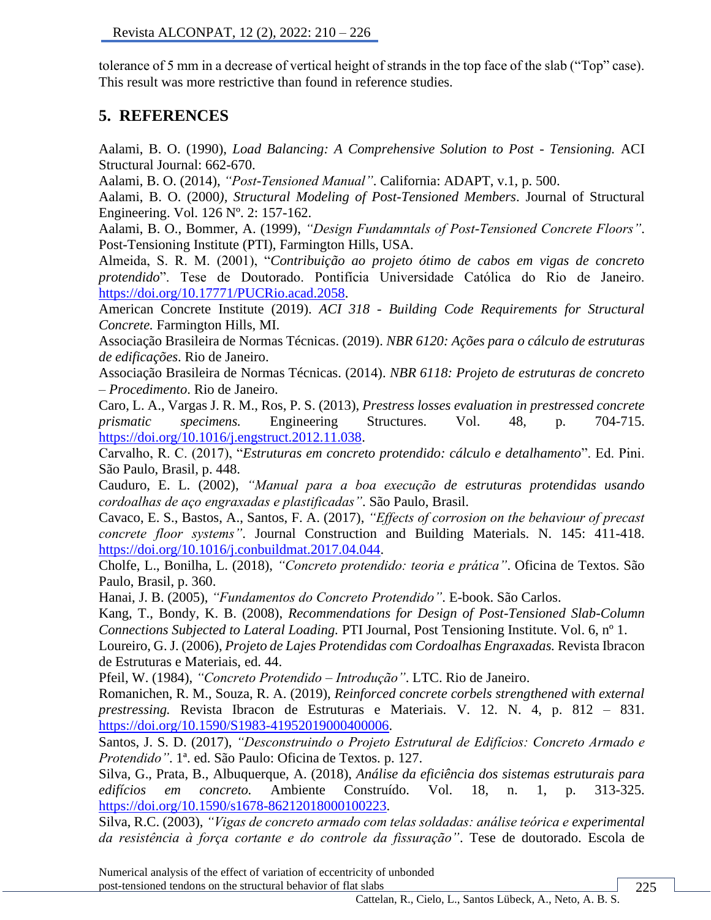tolerance of 5 mm in a decrease of vertical height of strands in the top face of the slab ("Top" case). This result was more restrictive than found in reference studies.

## 5. REFERENCES

Aalami, B. O. (1990), *Load Balancing: A Comprehensive Solution to Post - Tensioning.* ACI Structural Journal: 662-670.

Aalami, B. O. (2014), *"Post-Tensioned Manual"*. California: ADAPT, v.1, p. 500.

Aalami, B. O. (2000), *Structural Modeling of Post-Tensioned Members*. Journal of Structural Engineering. Vol. 126 Nº. 2: 157-162.

Aalami, B. O., Bommer, A. (1999), *"Design Fundamntals of Post-Tensioned Concrete Floors"*. Post-Tensioning Institute (PTI), Farmington Hills, USA.

Almeida, S. R. M. (2001), "*Contribuição ao projeto ótimo de cabos em vigas de concreto protendido*". Tese de Doutorado. Pontifícia Universidade Católica do Rio de Janeiro. https://doi.org/10.17771/PUCRio.acad.2058.

American Concrete Institute (2019). *ACI 318 - Building Code Requirements for Structural Concrete.* Farmington Hills, MI.

Associação Brasileira de Normas Técnicas. (2019). *NBR 6120: Ações para o cálculo de estruturas de edificações*. Rio de Janeiro.

Associação Brasileira de Normas Técnicas. (2014). *NBR 6118: Projeto de estruturas de concreto – Procedimento*. Rio de Janeiro.

Caro, L. A., Vargas J. R. M., Ros, P. S. (2013), *Prestress losses evaluation in prestressed concrete prismatic specimens.* Engineering Structures. Vol. 48, p. 704-715. https://doi.org/10.1016/j.engstruct.2012.11.038.

Carvalho, R. C. (2017), "*Estruturas em concreto protendido: cálculo e detalhamento*". Ed. Pini. São Paulo, Brasil, p. 448.

Cauduro, E. L. (2002), *"Manual para a boa execução de estruturas protendidas usando cordoalhas de aço engraxadas e plastificadas"*. São Paulo, Brasil.

Cavaco, E. S., Bastos, A., Santos, F. A. (2017), *"Effects of corrosion on the behaviour of precast concrete floor systems"*. Journal Construction and Building Materials. N. 145: 411-418. https://doi.org/10.1016/j.conbuildmat.2017.04.044.

Cholfe, L., Bonilha, L. (2018), *"Concreto protendido: teoria e prática"*. Oficina de Textos. São Paulo, Brasil, p. 360.

Hanai, J. B. (2005), *"Fundamentos do Concreto Protendido"*. E-book. São Carlos.

Kang, T., Bondy, K. B. (2008), *Recommendations for Design of Post-Tensioned Slab-Column Connections Subjected to Lateral Loading.* PTI Journal, Post Tensioning Institute. Vol. 6, nº 1.

Loureiro, G. J. (2006), *Projeto de Lajes Protendidas com Cordoalhas Engraxadas.* Revista Ibracon de Estruturas e Materiais, ed. 44.

Pfeil, W. (1984), *"Concreto Protendido – Introdução"*. LTC. Rio de Janeiro.

Romanichen, R. M., Souza, R. A. (2019), *Reinforced concrete corbels strengthened with external prestressing.* Revista Ibracon de Estruturas e Materiais. V. 12. N. 4, p. 812 – 831. https://doi.org/10.1590/S1983-41952019000400006.

Santos, J. S. D. (2017), *"Desconstruindo o Projeto Estrutural de Edifícios: Concreto Armado e Protendido"*. 1ª. ed. São Paulo: Oficina de Textos. p. 127.

Silva, G., Prata, B., Albuquerque, A. (2018), *Análise da eficiência dos sistemas estruturais para edifícios em concreto.* Ambiente Construído. Vol. 18, n. 1, p. 313-325. https://doi.org/10.1590/s1678-86212018000100223.

Silva, R.C. (2003), *"Vigas de concreto armado com telas soldadas: análise teórica e experimental da resistência à força cortante e do controle da fissuração"*. Tese de doutorado. Escola de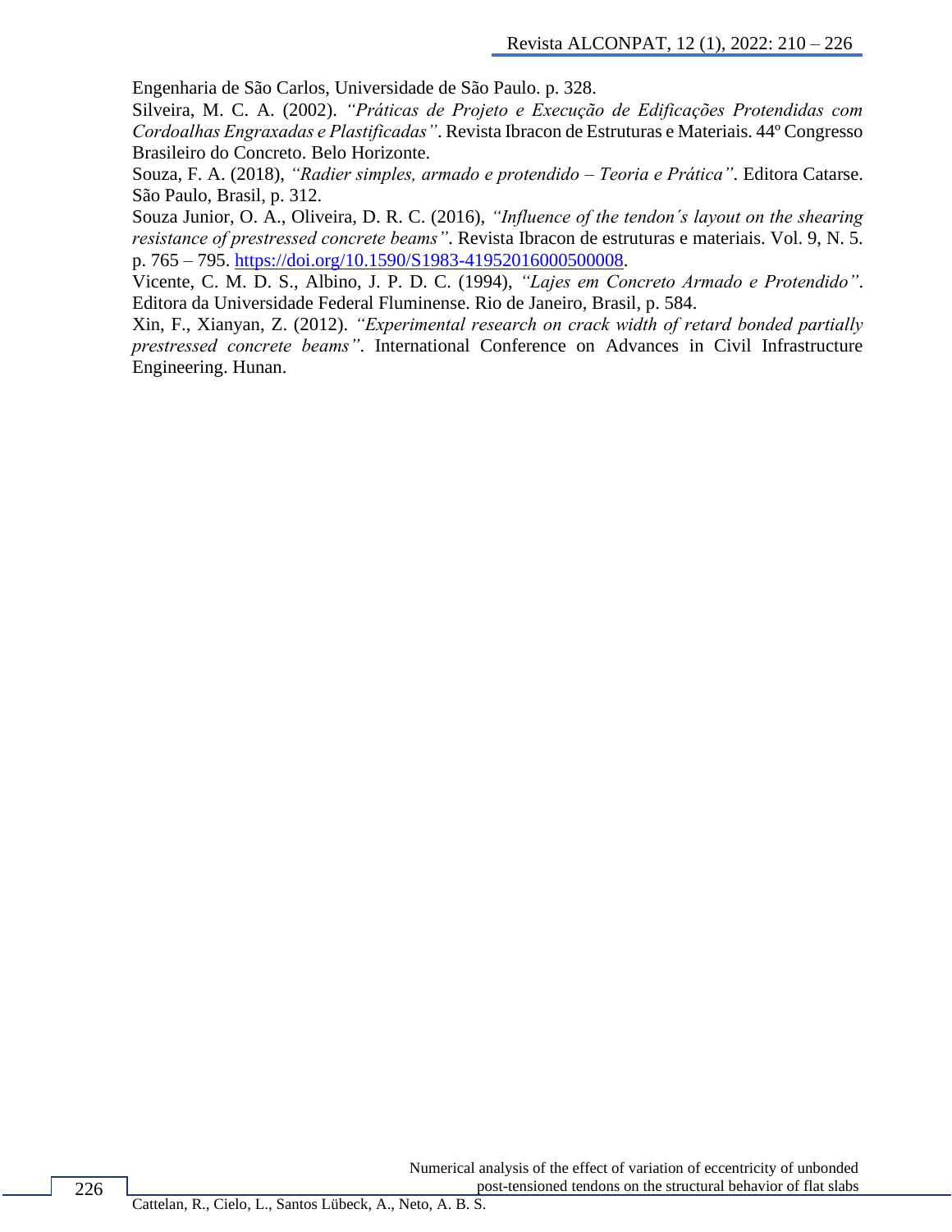Engenharia de São Carlos, Universidade de São Paulo. p. 328.

Silveira, M. C. A. (2002). *"Práticas de Projeto e Execução de Edificações Protendidas com Cordoalhas Engraxadas e Plastificadas"*. Revista Ibracon de Estruturas e Materiais. 44º Congresso Brasileiro do Concreto. Belo Horizonte.

Souza, F. A. (2018), *"Radier simples, armado e protendido – Teoria e Prática"*. Editora Catarse. São Paulo, Brasil, p. 312.

Souza Junior, O. A., Oliveira, D. R. C. (2016), *"Influence of the tendon´s layout on the shearing resistance of prestressed concrete beams"*. Revista Ibracon de estruturas e materiais. Vol. 9, N. 5. p. 765 – 795. https://doi.org/10.1590/S1983-41952016000500008.

Vicente, C. M. D. S., Albino, J. P. D. C. (1994), *"Lajes em Concreto Armado e Protendido"*. Editora da Universidade Federal Fluminense. Rio de Janeiro, Brasil, p. 584.

Xin, F., Xianyan, Z. (2012). *"Experimental research on crack width of retard bonded partially prestressed concrete beams"*. International Conference on Advances in Civil Infrastructure Engineering. Hunan.